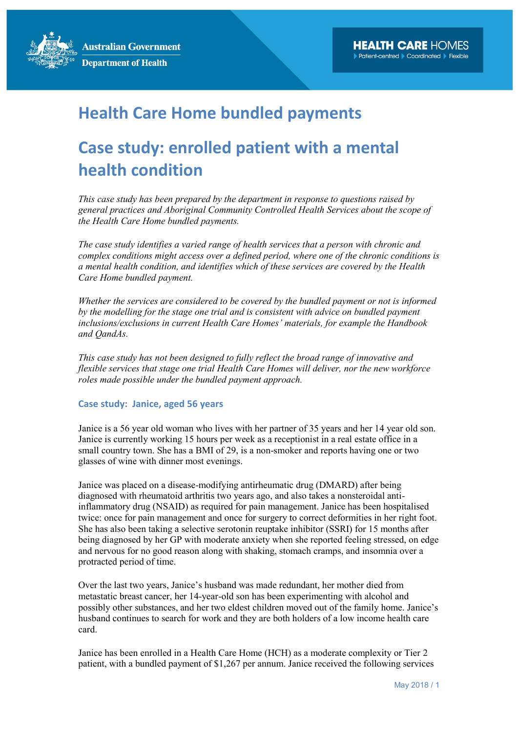# Health Care Home bundled payments

# Case study: enrolled patient with a mental health condition

*This case study has been prepared by the department in response to questions raised by general practices and Aboriginal Community Controlled Health Services about the scope of the Health Care Home bundled payments.*

*The case study identifies a varied range of health services that a person with chronic and complex conditions might access over a defined period, where one of the chronic conditions is a mental health condition, and identifies which of these services are covered by the Health Care Home bundled payment.*

*Whether the services are considered to be covered by the bundled payment or not is informed by the modelling for the stage one trial and is consistent with advice on bundled payment inclusions/exclusions in current Health Care Homes' materials, for example the Handbook and QandAs.*

*This case study has not been designed to fully reflect the broad range of innovative and flexible services that stage one trial Health Care Homes will deliver, nor the new workforce roles made possible under the bundled payment approach.*

### Case study: Janice, aged 56 years

Janice is a 56 year old woman who lives with her partner of 35 years and her 14 year old son. Janice is currently working 15 hours per week as a receptionist in a real estate office in a small country town. She has a BMI of 29, is a non-smoker and reports having one or two glasses of wine with dinner most evenings.

Janice was placed on a disease-modifying antirheumatic drug (DMARD) after being diagnosed with rheumatoid arthritis two years ago, and also takes a nonsteroidal anti-inflammatory drug (NSAID) as required for pain management. Janice has been hospitalised twice: once for pain management and once for surgery to correct deformities in her right foot. She has also been taking a selective serotonin reuptake inhibitor (SSRI) for 15 months after being diagnosed by her GP with moderate anxiety when she reported feeling stressed, on edge and nervous for no good reason along with shaking, stomach cramps, and insomnia over a protracted period of time.

Over the last two years, Janice's husband was made redundant, her mother died from metastatic breast cancer, her 14-year-old son has been experimenting with alcohol and possibly other substances, and her two eldest children moved out of the family home. Janice's husband continues to search for work and they are both holders of a low income health care card.

Janice has been enrolled in a Health Care Home (HCH) as a moderate complexity or Tier 2 patient, with a bundled payment of $1,267 per annum. Janice received the following services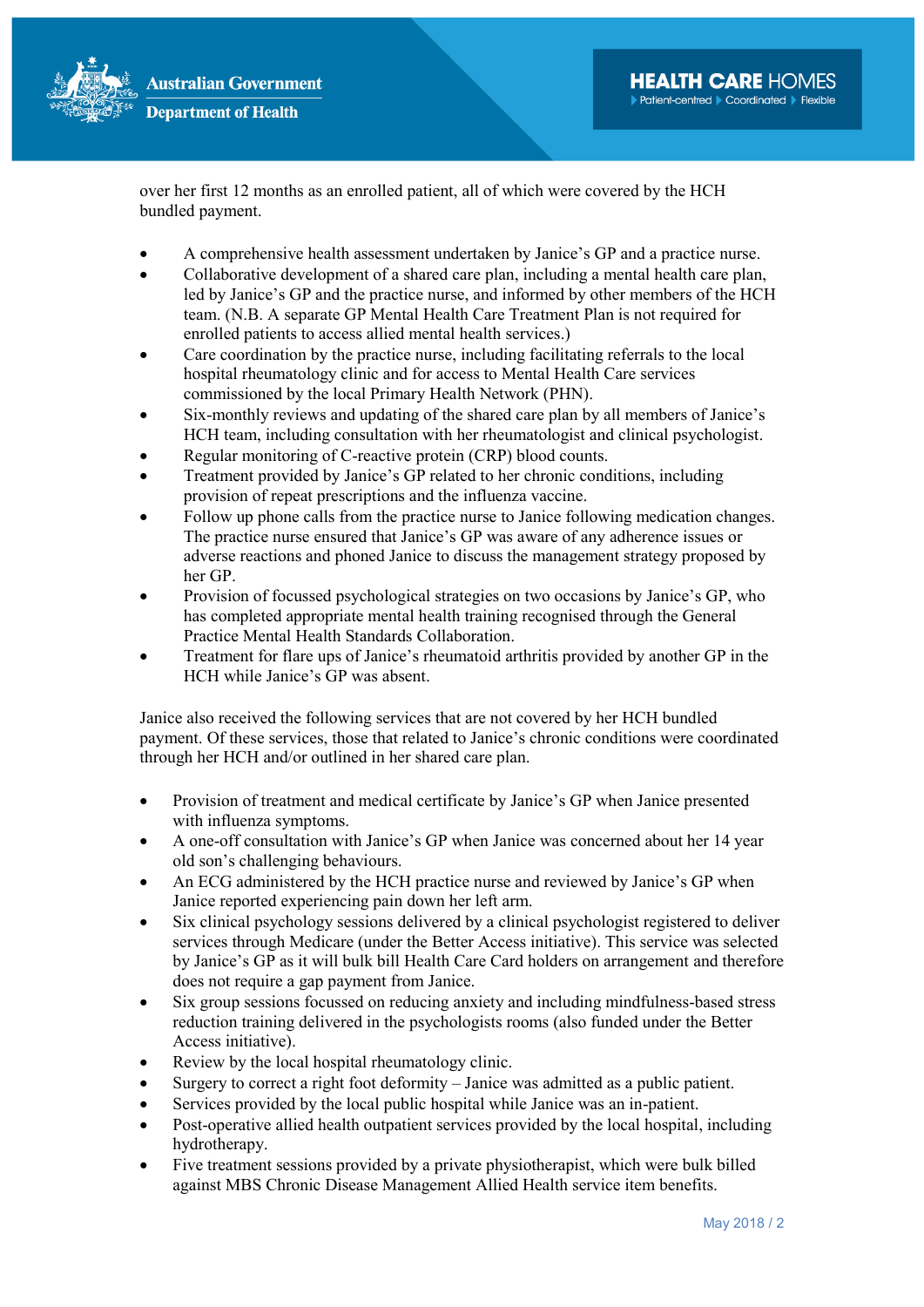over her first 12 months as an enrolled patient, all of which were covered by the HCH bundled payment.

- A comprehensive health assessment undertaken by Janice's GP and a practice nurse.
- Collaborative development of a shared care plan, including a mental health care plan, led by Janice's GP and the practice nurse, and informed by other members of the HCH team. (N.B. A separate GP Mental Health Care Treatment Plan is not required for enrolled patients to access allied mental health services.)
- Care coordination by the practice nurse, including facilitating referrals to the local hospital rheumatology clinic and for access to Mental Health Care services commissioned by the local Primary Health Network (PHN).
- Six-monthly reviews and updating of the shared care plan by all members of Janice's HCH team, including consultation with her rheumatologist and clinical psychologist.
- Regular monitoring of C-reactive protein (CRP) blood counts.
- Treatment provided by Janice's GP related to her chronic conditions, including provision of repeat prescriptions and the influenza vaccine.
- Follow up phone calls from the practice nurse to Janice following medication changes. The practice nurse ensured that Janice's GP was aware of any adherence issues or adverse reactions and phoned Janice to discuss the management strategy proposed by her GP.
- Provision of focussed psychological strategies on two occasions by Janice's GP, who has completed appropriate mental health training recognised through the General Practice Mental Health Standards Collaboration.
- Treatment for flare ups of Janice's rheumatoid arthritis provided by another GP in the HCH while Janice's GP was absent.

Janice also received the following services that are not covered by her HCH bundled payment. Of these services, those that related to Janice's chronic conditions were coordinated through her HCH and/or outlined in her shared care plan.

- Provision of treatment and medical certificate by Janice's GP when Janice presented with influenza symptoms.
- A one-off consultation with Janice's GP when Janice was concerned about her 14 year old son's challenging behaviours.
- An ECG administered by the HCH practice nurse and reviewed by Janice's GP when Janice reported experiencing pain down her left arm.
- Six clinical psychology sessions delivered by a clinical psychologist registered to deliver services through Medicare (under the Better Access initiative). This service was selected by Janice's GP as it will bulk bill Health Care Card holders on arrangement and therefore does not require a gap payment from Janice.
- Six group sessions focussed on reducing anxiety and including mindfulness-based stress reduction training delivered in the psychologists rooms (also funded under the Better Access initiative).
- Review by the local hospital rheumatology clinic.
- Surgery to correct a right foot deformity – Janice was admitted as a public patient.
- Services provided by the local public hospital while Janice was an in-patient.
- Post-operative allied health outpatient services provided by the local hospital, including hydrotherapy.
- Five treatment sessions provided by a private physiotherapist, which were bulk billed against MBS Chronic Disease Management Allied Health service item benefits.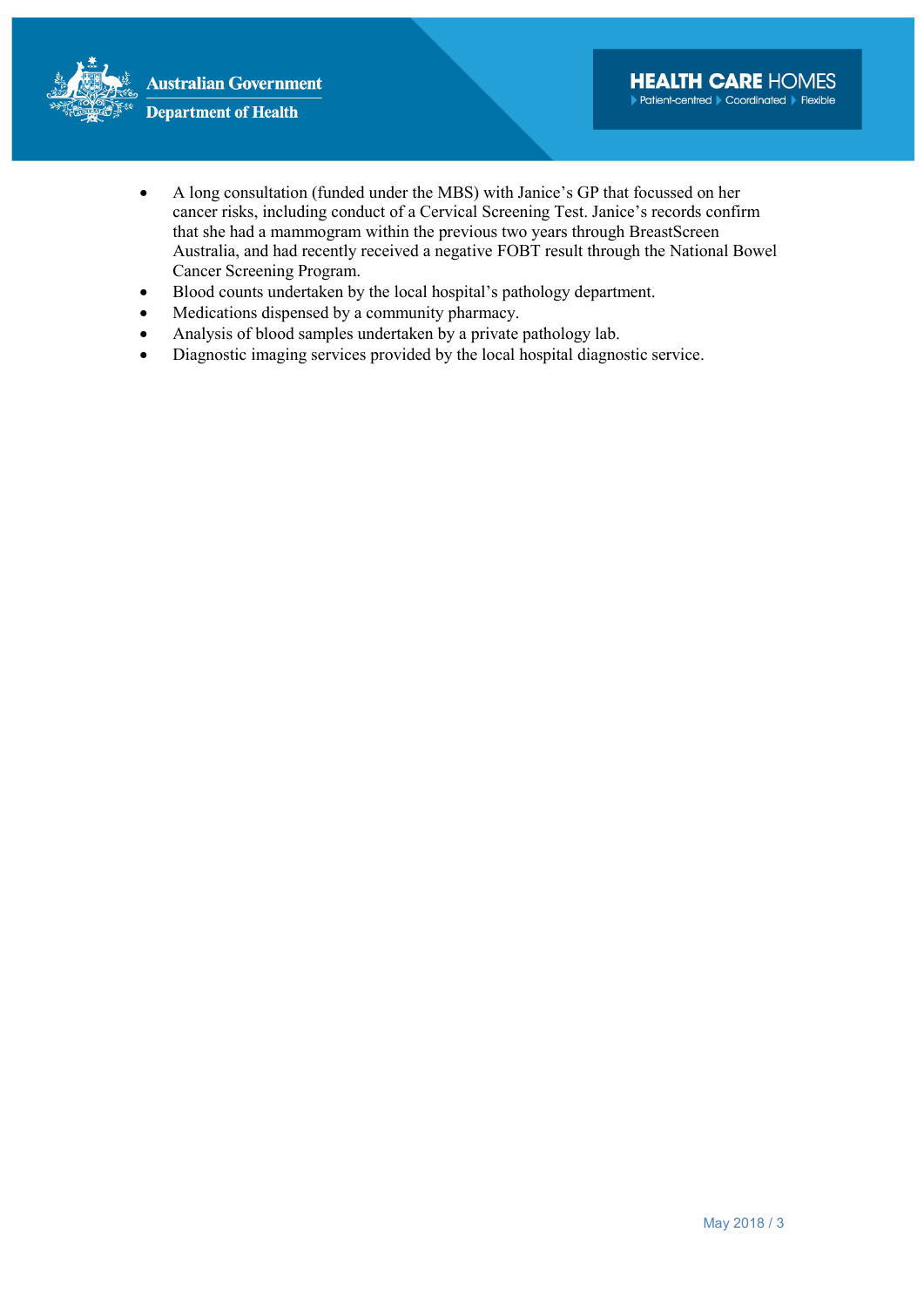- A long consultation (funded under the MBS) with Janice's GP that focussed on her cancer risks, including conduct of a Cervical Screening Test. Janice's records confirm that she had a mammogram within the previous two years through BreastScreen Australia, and had recently received a negative FOBT result through the National Bowel Cancer Screening Program.
- Blood counts undertaken by the local hospital's pathology department.
- Medications dispensed by a community pharmacy.
- Analysis of blood samples undertaken by a private pathology lab.
- Diagnostic imaging services provided by the local hospital diagnostic service.